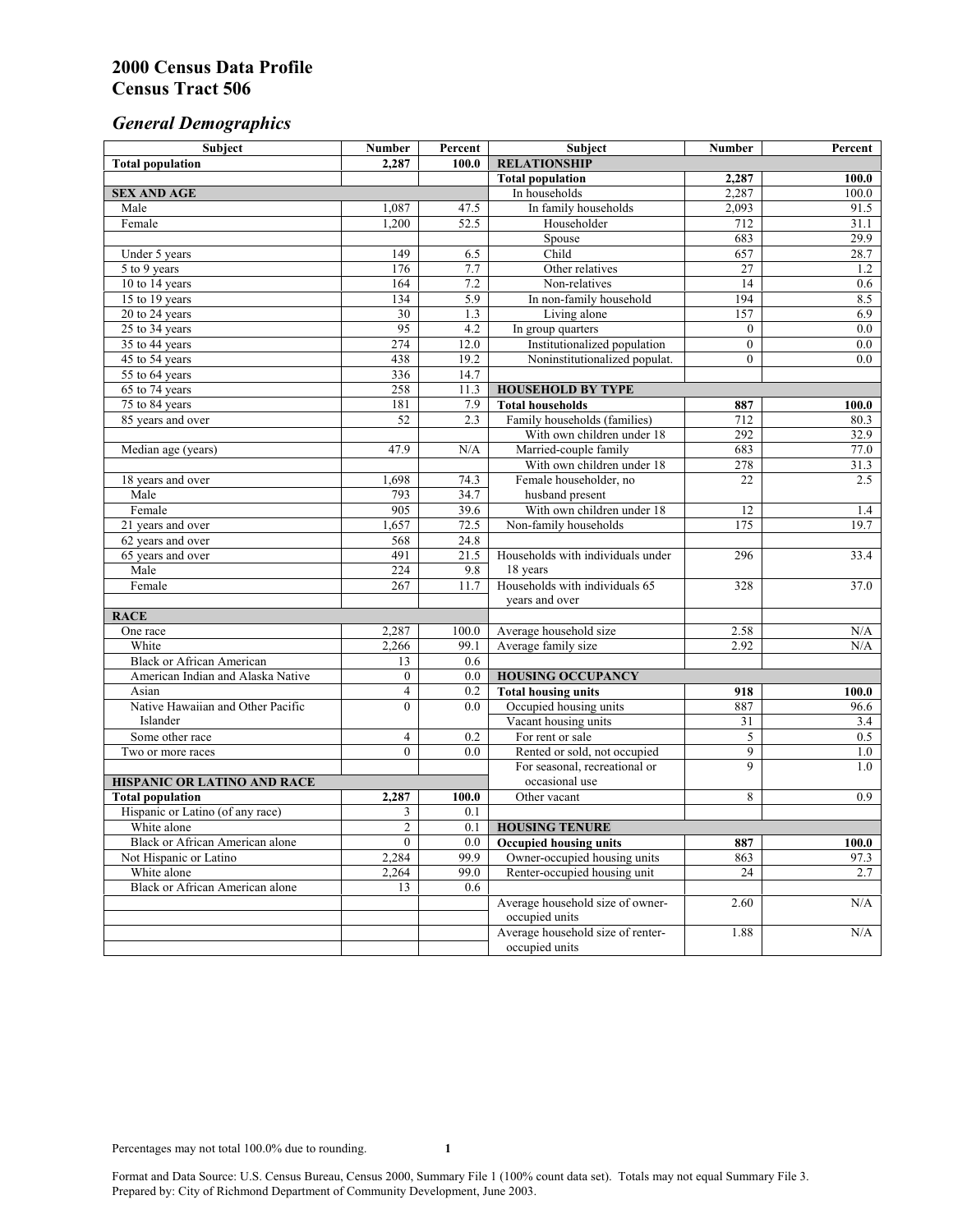# 2000 Census Data Profile
# Census Tract 506

## *General Demographics*

| Subject | Number | Percent | Subject | Number | Percent |
|---|---|---|---|---|---|
| **Total population** | **2,287** | **100.0** | **RELATIONSHIP** | | |
| | | | **Total population** | **2,287** | **100.0** |
| **SEX AND AGE** | | | In households | 2,287 | 100.0 |
| Male | 1,087 | 47.5 | In family households | 2,093 | 91.5 |
| Female | 1,200 | 52.5 | Householder | 712 | 31.1 |
| | | | Spouse | 683 | 29.9 |
| Under 5 years | 149 | 6.5 | Child | 657 | 28.7 |
| 5 to 9 years | 176 | 7.7 | Other relatives | 27 | 1.2 |
| 10 to 14 years | 164 | 7.2 | Non-relatives | 14 | 0.6 |
| 15 to 19 years | 134 | 5.9 | In non-family household | 194 | 8.5 |
| 20 to 24 years | 30 | 1.3 | Living alone | 157 | 6.9 |
| 25 to 34 years | 95 | 4.2 | In group quarters | 0 | 0.0 |
| 35 to 44 years | 274 | 12.0 | Institutionalized population | 0 | 0.0 |
| 45 to 54 years | 438 | 19.2 | Noninstitutionalized populat. | 0 | 0.0 |
| 55 to 64 years | 336 | 14.7 | | | |
| 65 to 74 years | 258 | 11.3 | **HOUSEHOLD BY TYPE** | | |
| 75 to 84 years | 181 | 7.9 | **Total households** | **887** | **100.0** |
| 85 years and over | 52 | 2.3 | Family households (families) | 712 | 80.3 |
| | | | With own children under 18 | 292 | 32.9 |
| Median age (years) | 47.9 | N/A | Married-couple family | 683 | 77.0 |
| | | | With own children under 18 | 278 | 31.3 |
| 18 years and over | 1,698 | 74.3 | Female householder, no husband present | 22 | 2.5 |
| Male | 793 | 34.7 | | | |
| Female | 905 | 39.6 | With own children under 18 | 12 | 1.4 |
| 21 years and over | 1,657 | 72.5 | Non-family households | 175 | 19.7 |
| 62 years and over | 568 | 24.8 | | | |
| 65 years and over | 491 | 21.5 | Households with individuals under 18 years | 296 | 33.4 |
| Male | 224 | 9.8 | | | |
| Female | 267 | 11.7 | Households with individuals 65 years and over | 328 | 37.0 |
| **RACE** | | | | | |
| One race | 2,287 | 100.0 | Average household size | 2.58 | N/A |
| White | 2,266 | 99.1 | Average family size | 2.92 | N/A |
| Black or African American | 13 | 0.6 | | | |
| American Indian and Alaska Native | 0 | 0.0 | **HOUSING OCCUPANCY** | | |
| Asian | 4 | 0.2 | **Total housing units** | **918** | **100.0** |
| Native Hawaiian and Other Pacific Islander | 0 | 0.0 | Occupied housing units | 887 | 96.6 |
| | | | Vacant housing units | 31 | 3.4 |
| Some other race | 4 | 0.2 | For rent or sale | 5 | 0.5 |
| Two or more races | 0 | 0.0 | Rented or sold, not occupied | 9 | 1.0 |
| | | | For seasonal, recreational or occasional use | 9 | 1.0 |
| **HISPANIC OR LATINO AND RACE** | | | | | |
| **Total population** | **2,287** | **100.0** | Other vacant | 8 | 0.9 |
| Hispanic or Latino (of any race) | 3 | 0.1 | | | |
| White alone | 2 | 0.1 | **HOUSING TENURE** | | |
| Black or African American alone | 0 | 0.0 | **Occupied housing units** | **887** | **100.0** |
| Not Hispanic or Latino | 2,284 | 99.9 | Owner-occupied housing units | 863 | 97.3 |
| White alone | 2,264 | 99.0 | Renter-occupied housing unit | 24 | 2.7 |
| Black or African American alone | 13 | 0.6 | | | |
| | | | Average household size of owner-occupied units | 2.60 | N/A |
| | | | Average household size of renter-occupied units | 1.88 | N/A |

Percentages may not total 100.0% due to rounding.

Format and Data Source: U.S. Census Bureau, Census 2000, Summary File 1 (100% count data set). Totals may not equal Summary File 3.
Prepared by: City of Richmond Department of Community Development, June 2003.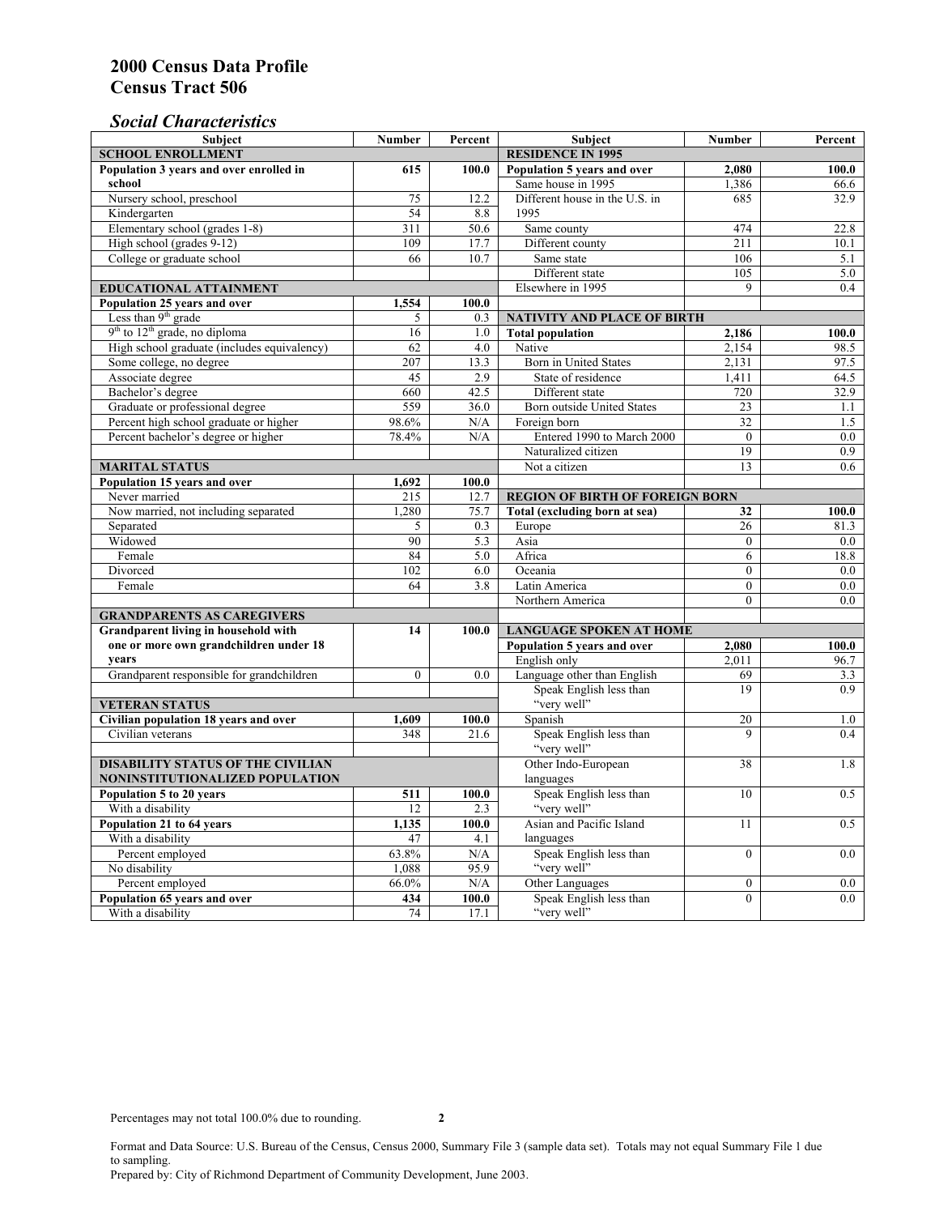# 2000 Census Data Profile
# Census Tract 506

## *Social Characteristics*

| Subject | Number | Percent |
|---|---|---|
| **SCHOOL ENROLLMENT** | | |
| **Population 3 years and over enrolled in school** | **615** | **100.0** |
| Nursery school, preschool | 75 | 12.2 |
| Kindergarten | 54 | 8.8 |
| Elementary school (grades 1-8) | 311 | 50.6 |
| High school (grades 9-12) | 109 | 17.7 |
| College or graduate school | 66 | 10.7 |
| **EDUCATIONAL ATTAINMENT** | | |
| **Population 25 years and over** | **1,554** | **100.0** |
| Less than 9th grade | 5 | 0.3 |
| 9th to 12th grade, no diploma | 16 | 1.0 |
| High school graduate (includes equivalency) | 62 | 4.0 |
| Some college, no degree | 207 | 13.3 |
| Associate degree | 45 | 2.9 |
| Bachelor's degree | 660 | 42.5 |
| Graduate or professional degree | 559 | 36.0 |
| Percent high school graduate or higher | 98.6% | N/A |
| Percent bachelor's degree or higher | 78.4% | N/A |
| **MARITAL STATUS** | | |
| **Population 15 years and over** | **1,692** | **100.0** |
| Never married | 215 | 12.7 |
| Now married, not including separated | 1,280 | 75.7 |
| Separated | 5 | 0.3 |
| Widowed | 90 | 5.3 |
| Female | 84 | 5.0 |
| Divorced | 102 | 6.0 |
| Female | 64 | 3.8 |
| **GRANDPARENTS AS CAREGIVERS** | | |
| **Grandparent living in household with one or more own grandchildren under 18 years** | **14** | **100.0** |
| Grandparent responsible for grandchildren | 0 | 0.0 |
| **VETERAN STATUS** | | |
| **Civilian population 18 years and over** | **1,609** | **100.0** |
| Civilian veterans | 348 | 21.6 |
| **DISABILITY STATUS OF THE CIVILIAN NONINSTITUTIONALIZED POPULATION** | | |
| **Population 5 to 20 years** | **511** | **100.0** |
| With a disability | 12 | 2.3 |
| **Population 21 to 64 years** | **1,135** | **100.0** |
| With a disability | 47 | 4.1 |
| Percent employed | 63.8% | N/A |
| No disability | 1,088 | 95.9 |
| Percent employed | 66.0% | N/A |
| **Population 65 years and over** | **434** | **100.0** |
| With a disability | 74 | 17.1 |

| Subject | Number | Percent |
|---|---|---|
| **RESIDENCE IN 1995** | | |
| **Population 5 years and over** | **2,080** | **100.0** |
| Same house in 1995 | 1,386 | 66.6 |
| Different house in the U.S. in 1995 | 685 | 32.9 |
| Same county | 474 | 22.8 |
| Different county | 211 | 10.1 |
| Same state | 106 | 5.1 |
| Different state | 105 | 5.0 |
| Elsewhere in 1995 | 9 | 0.4 |
| **NATIVITY AND PLACE OF BIRTH** | | |
| **Total population** | **2,186** | **100.0** |
| Native | 2,154 | 98.5 |
| Born in United States | 2,131 | 97.5 |
| State of residence | 1,411 | 64.5 |
| Different state | 720 | 32.9 |
| Born outside United States | 23 | 1.1 |
| Foreign born | 32 | 1.5 |
| Entered 1990 to March 2000 | 0 | 0.0 |
| Naturalized citizen | 19 | 0.9 |
| Not a citizen | 13 | 0.6 |
| **REGION OF BIRTH OF FOREIGN BORN** | | |
| **Total (excluding born at sea)** | **32** | **100.0** |
| Europe | 26 | 81.3 |
| Asia | 0 | 0.0 |
| Africa | 6 | 18.8 |
| Oceania | 0 | 0.0 |
| Latin America | 0 | 0.0 |
| Northern America | 0 | 0.0 |
| **LANGUAGE SPOKEN AT HOME** | | |
| **Population 5 years and over** | **2,080** | **100.0** |
| English only | 2,011 | 96.7 |
| Language other than English | 69 | 3.3 |
| Speak English less than "very well" | 19 | 0.9 |
| Spanish | 20 | 1.0 |
| Speak English less than "very well" | 9 | 0.4 |
| Other Indo-European languages | 38 | 1.8 |
| Speak English less than "very well" | 10 | 0.5 |
| Asian and Pacific Island languages | 11 | 0.5 |
| Speak English less than "very well" | 0 | 0.0 |
| Other Languages | 0 | 0.0 |
| Speak English less than "very well" | 0 | 0.0 |

Percentages may not total 100.0% due to rounding.

Format and Data Source: U.S. Bureau of the Census, Census 2000, Summary File 3 (sample data set). Totals may not equal Summary File 1 due to sampling.
Prepared by: City of Richmond Department of Community Development, June 2003.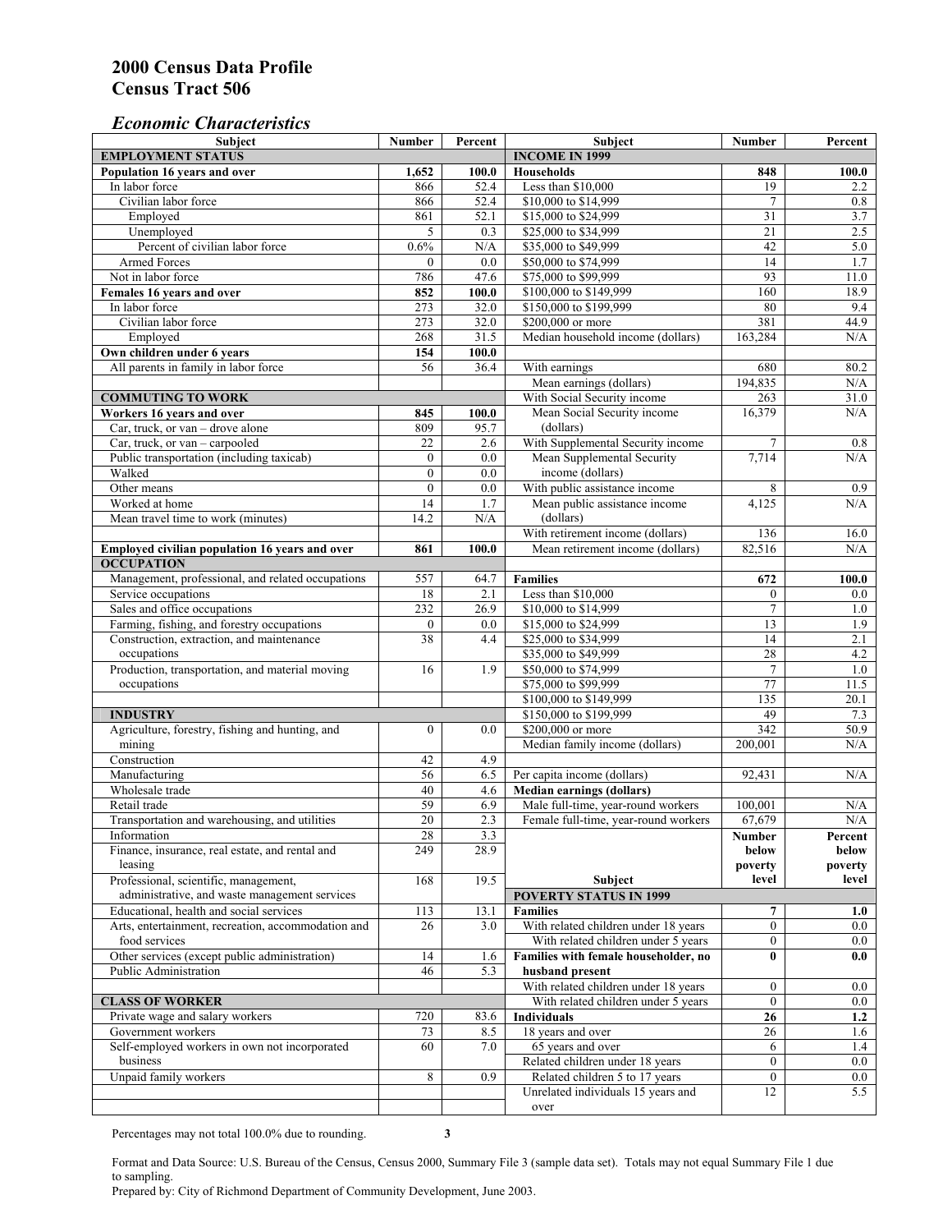# 2000 Census Data Profile
# Census Tract 506

## *Economic Characteristics*

| Subject | Number | Percent | Subject | Number | Percent |
|---|---|---|---|---|---|
| **EMPLOYMENT STATUS** | | | **INCOME IN 1999** | | |
| **Population 16 years and over** | **1,652** | **100.0** | **Households** | **848** | **100.0** |
| In labor force | 866 | 52.4 | Less than $10,000 | 19 | 2.2 |
| Civilian labor force | 866 | 52.4 | $10,000 to $14,999 | 7 | 0.8 |
| Employed | 861 | 52.1 | $15,000 to $24,999 | 31 | 3.7 |
| Unemployed | 5 | 0.3 | $25,000 to $34,999 | 21 | 2.5 |
| Percent of civilian labor force | 0.6% | N/A | $35,000 to $49,999 | 42 | 5.0 |
| Armed Forces | 0 | 0.0 | $50,000 to $74,999 | 14 | 1.7 |
| Not in labor force | 786 | 47.6 | $75,000 to $99,999 | 93 | 11.0 |
| **Females 16 years and over** | **852** | **100.0** | $100,000 to $149,999 | 160 | 18.9 |
| In labor force | 273 | 32.0 | $150,000 to $199,999 | 80 | 9.4 |
| Civilian labor force | 273 | 32.0 | $200,000 or more | 381 | 44.9 |
| Employed | 268 | 31.5 | Median household income (dollars) | 163,284 | N/A |
| **Own children under 6 years** | **154** | **100.0** | | | |
| All parents in family in labor force | 56 | 36.4 | With earnings | 680 | 80.2 |
| | | | Mean earnings (dollars) | 194,835 | N/A |
| **COMMUTING TO WORK** | | | With Social Security income | 263 | 31.0 |
| **Workers 16 years and over** | **845** | **100.0** | Mean Social Security income (dollars) | 16,379 | N/A |
| Car, truck, or van – drove alone | 809 | 95.7 | | | |
| Car, truck, or van – carpooled | 22 | 2.6 | With Supplemental Security income | 7 | 0.8 |
| Public transportation (including taxicab) | 0 | 0.0 | Mean Supplemental Security income (dollars) | 7,714 | N/A |
| Walked | 0 | 0.0 | | | |
| Other means | 0 | 0.0 | With public assistance income | 8 | 0.9 |
| Worked at home | 14 | 1.7 | Mean public assistance income (dollars) | 4,125 | N/A |
| Mean travel time to work (minutes) | 14.2 | N/A | | | |
| | | | With retirement income (dollars) | 136 | 16.0 |
| **Employed civilian population 16 years and over** | **861** | **100.0** | Mean retirement income (dollars) | 82,516 | N/A |
| **OCCUPATION** | | | | | |
| Management, professional, and related occupations | 557 | 64.7 | **Families** | **672** | **100.0** |
| Service occupations | 18 | 2.1 | Less than $10,000 | 0 | 0.0 |
| Sales and office occupations | 232 | 26.9 | $10,000 to $14,999 | 7 | 1.0 |
| Farming, fishing, and forestry occupations | 0 | 0.0 | $15,000 to $24,999 | 13 | 1.9 |
| Construction, extraction, and maintenance occupations | 38 | 4.4 | $25,000 to $34,999 | 14 | 2.1 |
| | | | $35,000 to $49,999 | 28 | 4.2 |
| Production, transportation, and material moving occupations | 16 | 1.9 | $50,000 to $74,999 | 7 | 1.0 |
| | | | $75,000 to $99,999 | 77 | 11.5 |
| | | | $100,000 to $149,999 | 135 | 20.1 |
| **INDUSTRY** | | | $150,000 to $199,999 | 49 | 7.3 |
| Agriculture, forestry, fishing and hunting, and mining | 0 | 0.0 | $200,000 or more | 342 | 50.9 |
| | | | Median family income (dollars) | 200,001 | N/A |
| Construction | 42 | 4.9 | | | |
| Manufacturing | 56 | 6.5 | Per capita income (dollars) | 92,431 | N/A |
| Wholesale trade | 40 | 4.6 | **Median earnings (dollars)** | | |
| Retail trade | 59 | 6.9 | Male full-time, year-round workers | 100,001 | N/A |
| Transportation and warehousing, and utilities | 20 | 2.3 | Female full-time, year-round workers | 67,679 | N/A |
| Information | 28 | 3.3 | **Subject** | **Number below poverty level** | **Percent below poverty level** |
| Finance, insurance, real estate, and rental and leasing | 249 | 28.9 | | | |
| Professional, scientific, management, administrative, and waste management services | 168 | 19.5 | **POVERTY STATUS IN 1999** | | |
| Educational, health and social services | 113 | 13.1 | **Families** | **7** | **1.0** |
| Arts, entertainment, recreation, accommodation and food services | 26 | 3.0 | With related children under 18 years | 0 | 0.0 |
| | | | With related children under 5 years | 0 | 0.0 |
| Other services (except public administration) | 14 | 1.6 | **Families with female householder, no husband present** | **0** | **0.0** |
| Public Administration | 46 | 5.3 | | | |
| | | | With related children under 18 years | 0 | 0.0 |
| **CLASS OF WORKER** | | | With related children under 5 years | 0 | 0.0 |
| Private wage and salary workers | 720 | 83.6 | **Individuals** | **26** | **1.2** |
| Government workers | 73 | 8.5 | 18 years and over | 26 | 1.6 |
| Self-employed workers in own not incorporated business | 60 | 7.0 | 65 years and over | 6 | 1.4 |
| | | | Related children under 18 years | 0 | 0.0 |
| Unpaid family workers | 8 | 0.9 | Related children 5 to 17 years | 0 | 0.0 |
| | | | Unrelated individuals 15 years and over | 12 | 5.5 |

Percentages may not total 100.0% due to rounding.

Format and Data Source: U.S. Bureau of the Census, Census 2000, Summary File 3 (sample data set). Totals may not equal Summary File 1 due to sampling.
Prepared by: City of Richmond Department of Community Development, June 2003.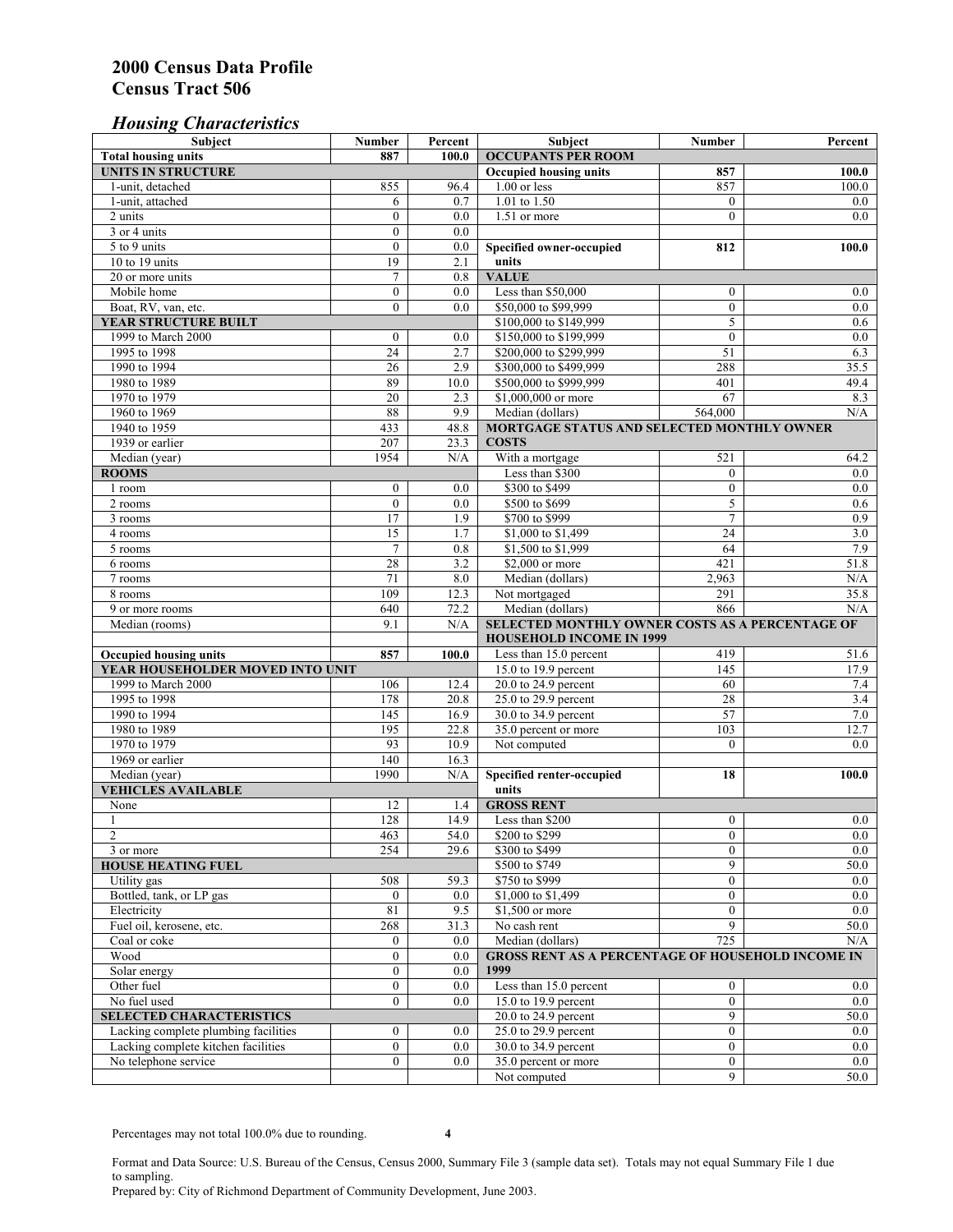# 2000 Census Data Profile
# Census Tract 506

## *Housing Characteristics*

| Subject | Number | Percent | Subject | Number | Percent |
|---|---|---|---|---|---|
| **Total housing units** | **887** | **100.0** | **OCCUPANTS PER ROOM** | | |
| **UNITS IN STRUCTURE** | | | **Occupied housing units** | **857** | **100.0** |
| 1-unit, detached | 855 | 96.4 | 1.00 or less | 857 | 100.0 |
| 1-unit, attached | 6 | 0.7 | 1.01 to 1.50 | 0 | 0.0 |
| 2 units | 0 | 0.0 | 1.51 or more | 0 | 0.0 |
| 3 or 4 units | 0 | 0.0 | | | |
| 5 to 9 units | 0 | 0.0 | **Specified owner-occupied units** | **812** | **100.0** |
| 10 to 19 units | 19 | 2.1 | | | |
| 20 or more units | 7 | 0.8 | **VALUE** | | |
| Mobile home | 0 | 0.0 | Less than $50,000 | 0 | 0.0 |
| Boat, RV, van, etc. | 0 | 0.0 | $50,000 to $99,999 | 0 | 0.0 |
| **YEAR STRUCTURE BUILT** | | | $100,000 to $149,999 | 5 | 0.6 |
| 1999 to March 2000 | 0 | 0.0 | $150,000 to $199,999 | 0 | 0.0 |
| 1995 to 1998 | 24 | 2.7 | $200,000 to $299,999 | 51 | 6.3 |
| 1990 to 1994 | 26 | 2.9 | $300,000 to $499,999 | 288 | 35.5 |
| 1980 to 1989 | 89 | 10.0 | $500,000 to $999,999 | 401 | 49.4 |
| 1970 to 1979 | 20 | 2.3 | $1,000,000 or more | 67 | 8.3 |
| 1960 to 1969 | 88 | 9.9 | Median (dollars) | 564,000 | N/A |
| 1940 to 1959 | 433 | 48.8 | **MORTGAGE STATUS AND SELECTED MONTHLY OWNER COSTS** | | |
| 1939 or earlier | 207 | 23.3 | | | |
| Median (year) | 1954 | N/A | With a mortgage | 521 | 64.2 |
| **ROOMS** | | | Less than $300 | 0 | 0.0 |
| 1 room | 0 | 0.0 | $300 to $499 | 0 | 0.0 |
| 2 rooms | 0 | 0.0 | $500 to $699 | 5 | 0.6 |
| 3 rooms | 17 | 1.9 | $700 to $999 | 7 | 0.9 |
| 4 rooms | 15 | 1.7 | $1,000 to $1,499 | 24 | 3.0 |
| 5 rooms | 7 | 0.8 | $1,500 to $1,999 | 64 | 7.9 |
| 6 rooms | 28 | 3.2 | $2,000 or more | 421 | 51.8 |
| 7 rooms | 71 | 8.0 | Median (dollars) | 2,963 | N/A |
| 8 rooms | 109 | 12.3 | Not mortgaged | 291 | 35.8 |
| 9 or more rooms | 640 | 72.2 | Median (dollars) | 866 | N/A |
| Median (rooms) | 9.1 | N/A | **SELECTED MONTHLY OWNER COSTS AS A PERCENTAGE OF HOUSEHOLD INCOME IN 1999** | | |
| **Occupied housing units** | **857** | **100.0** | Less than 15.0 percent | 419 | 51.6 |
| **YEAR HOUSEHOLDER MOVED INTO UNIT** | | | 15.0 to 19.9 percent | 145 | 17.9 |
| 1999 to March 2000 | 106 | 12.4 | 20.0 to 24.9 percent | 60 | 7.4 |
| 1995 to 1998 | 178 | 20.8 | 25.0 to 29.9 percent | 28 | 3.4 |
| 1990 to 1994 | 145 | 16.9 | 30.0 to 34.9 percent | 57 | 7.0 |
| 1980 to 1989 | 195 | 22.8 | 35.0 percent or more | 103 | 12.7 |
| 1970 to 1979 | 93 | 10.9 | Not computed | 0 | 0.0 |
| 1969 or earlier | 140 | 16.3 | | | |
| Median (year) | 1990 | N/A | **Specified renter-occupied units** | **18** | **100.0** |
| **VEHICLES AVAILABLE** | | | | | |
| None | 12 | 1.4 | **GROSS RENT** | | |
| 1 | 128 | 14.9 | Less than $200 | 0 | 0.0 |
| 2 | 463 | 54.0 | $200 to $299 | 0 | 0.0 |
| 3 or more | 254 | 29.6 | $300 to $499 | 0 | 0.0 |
| **HOUSE HEATING FUEL** | | | $500 to $749 | 9 | 50.0 |
| Utility gas | 508 | 59.3 | $750 to $999 | 0 | 0.0 |
| Bottled, tank, or LP gas | 0 | 0.0 | $1,000 to $1,499 | 0 | 0.0 |
| Electricity | 81 | 9.5 | $1,500 or more | 0 | 0.0 |
| Fuel oil, kerosene, etc. | 268 | 31.3 | No cash rent | 9 | 50.0 |
| Coal or coke | 0 | 0.0 | Median (dollars) | 725 | N/A |
| Wood | 0 | 0.0 | **GROSS RENT AS A PERCENTAGE OF HOUSEHOLD INCOME IN 1999** | | |
| Solar energy | 0 | 0.0 | | | |
| Other fuel | 0 | 0.0 | Less than 15.0 percent | 0 | 0.0 |
| No fuel used | 0 | 0.0 | 15.0 to 19.9 percent | 0 | 0.0 |
| **SELECTED CHARACTERISTICS** | | | 20.0 to 24.9 percent | 9 | 50.0 |
| Lacking complete plumbing facilities | 0 | 0.0 | 25.0 to 29.9 percent | 0 | 0.0 |
| Lacking complete kitchen facilities | 0 | 0.0 | 30.0 to 34.9 percent | 0 | 0.0 |
| No telephone service | 0 | 0.0 | 35.0 percent or more | 0 | 0.0 |
| | | | Not computed | 9 | 50.0 |

Percentages may not total 100.0% due to rounding.

Format and Data Source: U.S. Bureau of the Census, Census 2000, Summary File 3 (sample data set). Totals may not equal Summary File 1 due to sampling.
Prepared by: City of Richmond Department of Community Development, June 2003.